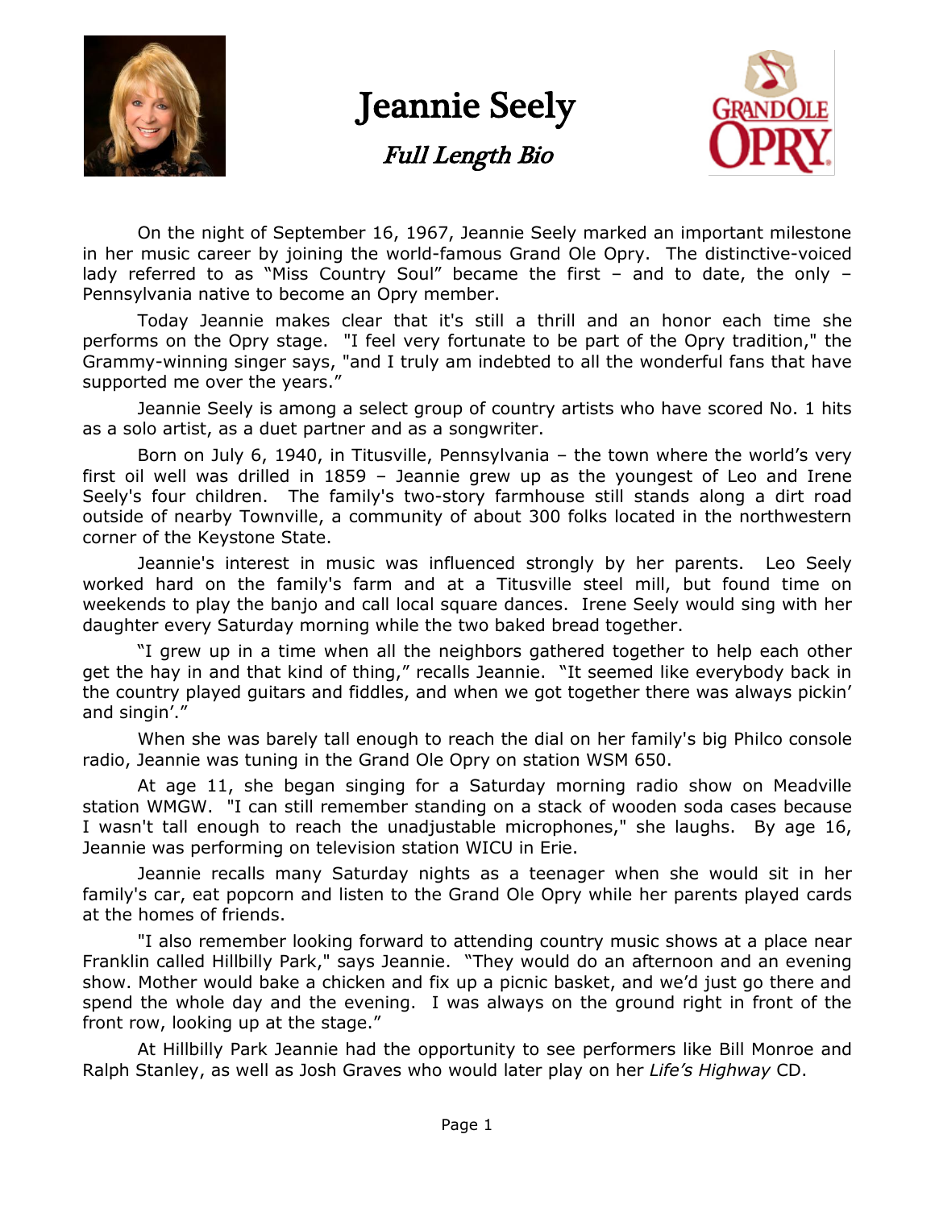# Jeannie Seely

## *Full Length Bio*

On the night of September 16, 1967, Jeannie Seely marked an important milestone in her music career by joining the world-famous Grand Ole Opry. The distinctive-voiced lady referred to as "Miss Country Soul" became the first – and to date, the only – Pennsylvania native to become an Opry member.

Today Jeannie makes clear that it's still a thrill and an honor each time she performs on the Opry stage. "I feel very fortunate to be part of the Opry tradition," the Grammy-winning singer says, "and I truly am indebted to all the wonderful fans that have supported me over the years."

Jeannie Seely is among a select group of country artists who have scored No. 1 hits as a solo artist, as a duet partner and as a songwriter.

Born on July 6, 1940, in Titusville, Pennsylvania – the town where the world's very first oil well was drilled in 1859 – Jeannie grew up as the youngest of Leo and Irene Seely's four children. The family's two-story farmhouse still stands along a dirt road outside of nearby Townville, a community of about 300 folks located in the northwestern corner of the Keystone State.

Jeannie's interest in music was influenced strongly by her parents. Leo Seely worked hard on the family's farm and at a Titusville steel mill, but found time on weekends to play the banjo and call local square dances. Irene Seely would sing with her daughter every Saturday morning while the two baked bread together.

"I grew up in a time when all the neighbors gathered together to help each other get the hay in and that kind of thing," recalls Jeannie. "It seemed like everybody back in the country played guitars and fiddles, and when we got together there was always pickin' and singin'."

When she was barely tall enough to reach the dial on her family's big Philco console radio, Jeannie was tuning in the Grand Ole Opry on station WSM 650.

At age 11, she began singing for a Saturday morning radio show on Meadville station WMGW. "I can still remember standing on a stack of wooden soda cases because I wasn't tall enough to reach the unadjustable microphones," she laughs. By age 16, Jeannie was performing on television station WICU in Erie.

Jeannie recalls many Saturday nights as a teenager when she would sit in her family's car, eat popcorn and listen to the Grand Ole Opry while her parents played cards at the homes of friends.

"I also remember looking forward to attending country music shows at a place near Franklin called Hillbilly Park," says Jeannie. "They would do an afternoon and an evening show. Mother would bake a chicken and fix up a picnic basket, and we'd just go there and spend the whole day and the evening. I was always on the ground right in front of the front row, looking up at the stage."

At Hillbilly Park Jeannie had the opportunity to see performers like Bill Monroe and Ralph Stanley, as well as Josh Graves who would later play on her *Life's Highway* CD.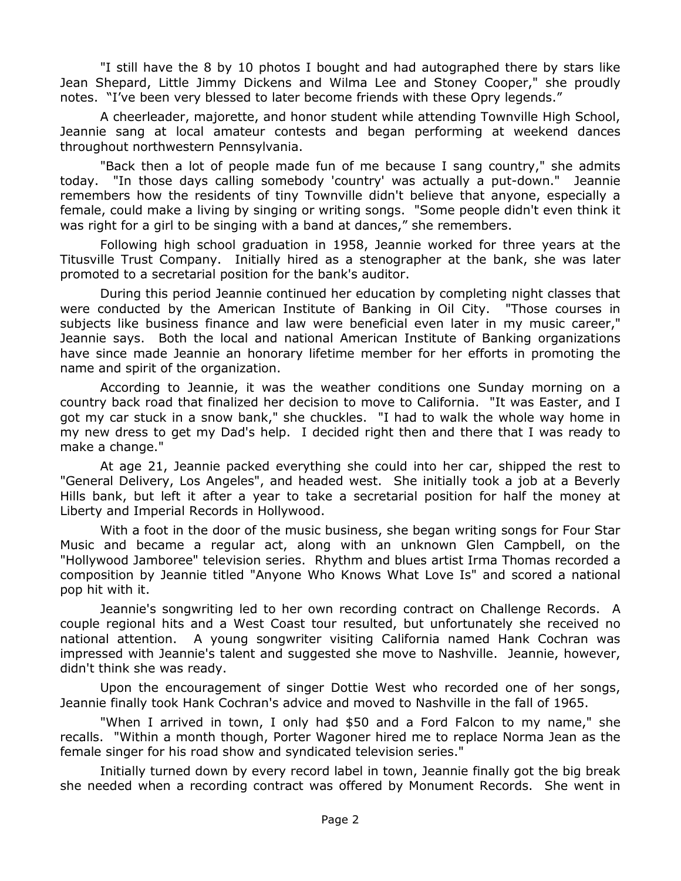"I still have the 8 by 10 photos I bought and had autographed there by stars like Jean Shepard, Little Jimmy Dickens and Wilma Lee and Stoney Cooper," she proudly notes. "I've been very blessed to later become friends with these Opry legends."

A cheerleader, majorette, and honor student while attending Townville High School, Jeannie sang at local amateur contests and began performing at weekend dances throughout northwestern Pennsylvania.

"Back then a lot of people made fun of me because I sang country," she admits today. "In those days calling somebody 'country' was actually a put-down." Jeannie remembers how the residents of tiny Townville didn't believe that anyone, especially a female, could make a living by singing or writing songs. "Some people didn't even think it was right for a girl to be singing with a band at dances," she remembers.

Following high school graduation in 1958, Jeannie worked for three years at the Titusville Trust Company. Initially hired as a stenographer at the bank, she was later promoted to a secretarial position for the bank's auditor.

During this period Jeannie continued her education by completing night classes that were conducted by the American Institute of Banking in Oil City. "Those courses in subjects like business finance and law were beneficial even later in my music career," Jeannie says. Both the local and national American Institute of Banking organizations have since made Jeannie an honorary lifetime member for her efforts in promoting the name and spirit of the organization.

According to Jeannie, it was the weather conditions one Sunday morning on a country back road that finalized her decision to move to California. "It was Easter, and I got my car stuck in a snow bank," she chuckles. "I had to walk the whole way home in my new dress to get my Dad's help. I decided right then and there that I was ready to make a change."

At age 21, Jeannie packed everything she could into her car, shipped the rest to "General Delivery, Los Angeles", and headed west. She initially took a job at a Beverly Hills bank, but left it after a year to take a secretarial position for half the money at Liberty and Imperial Records in Hollywood.

With a foot in the door of the music business, she began writing songs for Four Star Music and became a regular act, along with an unknown Glen Campbell, on the "Hollywood Jamboree" television series. Rhythm and blues artist Irma Thomas recorded a composition by Jeannie titled "Anyone Who Knows What Love Is" and scored a national pop hit with it.

Jeannie's songwriting led to her own recording contract on Challenge Records. A couple regional hits and a West Coast tour resulted, but unfortunately she received no national attention. A young songwriter visiting California named Hank Cochran was impressed with Jeannie's talent and suggested she move to Nashville. Jeannie, however, didn't think she was ready.

Upon the encouragement of singer Dottie West who recorded one of her songs, Jeannie finally took Hank Cochran's advice and moved to Nashville in the fall of 1965.

"When I arrived in town, I only had $50 and a Ford Falcon to my name," she recalls. "Within a month though, Porter Wagoner hired me to replace Norma Jean as the female singer for his road show and syndicated television series."

Initially turned down by every record label in town, Jeannie finally got the big break she needed when a recording contract was offered by Monument Records. She went in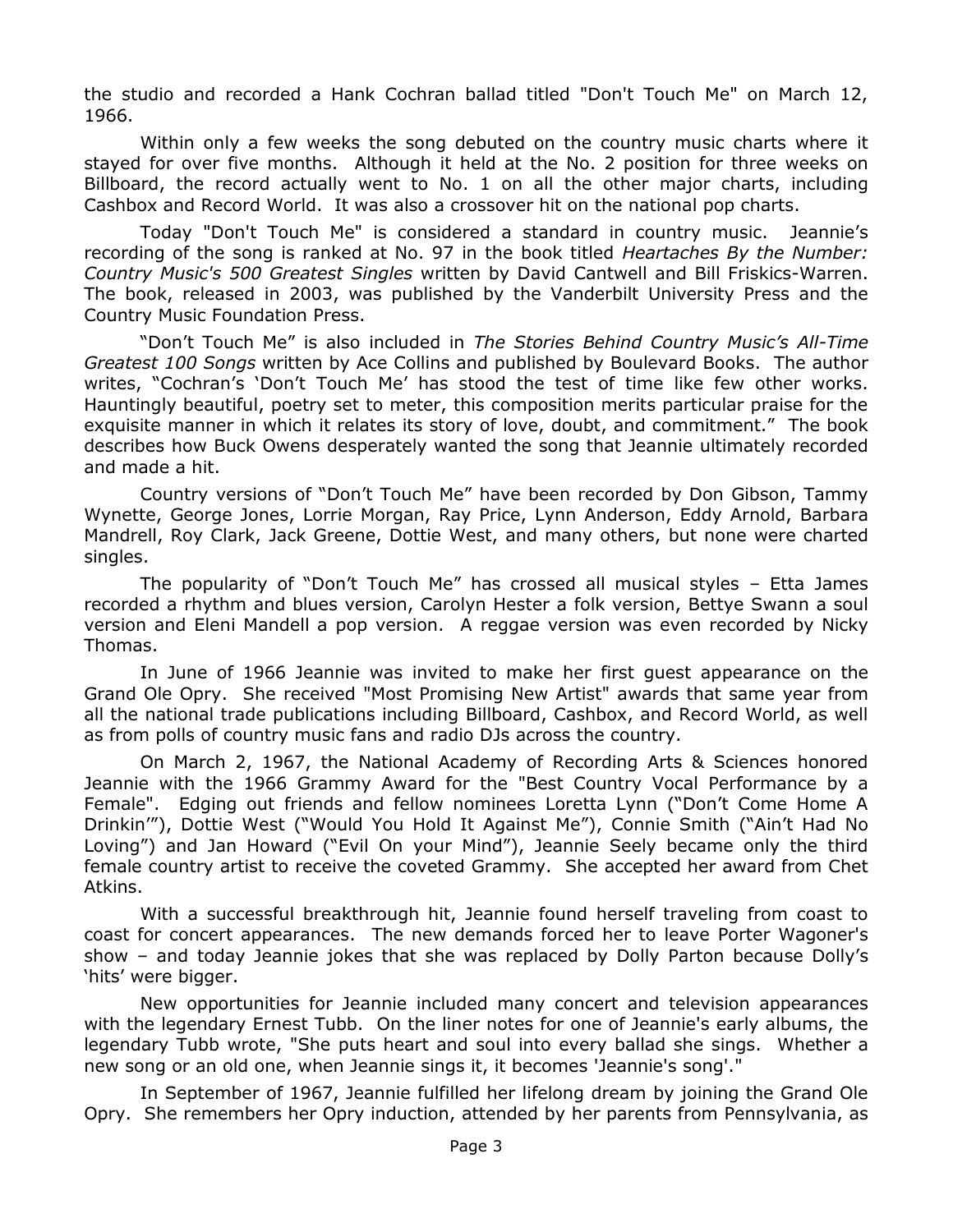the studio and recorded a Hank Cochran ballad titled "Don't Touch Me" on March 12, 1966.

Within only a few weeks the song debuted on the country music charts where it stayed for over five months. Although it held at the No. 2 position for three weeks on Billboard, the record actually went to No. 1 on all the other major charts, including Cashbox and Record World. It was also a crossover hit on the national pop charts.

Today "Don't Touch Me" is considered a standard in country music. Jeannie's recording of the song is ranked at No. 97 in the book titled *Heartaches By the Number: Country Music's 500 Greatest Singles* written by David Cantwell and Bill Friskics-Warren. The book, released in 2003, was published by the Vanderbilt University Press and the Country Music Foundation Press.

"Don't Touch Me" is also included in *The Stories Behind Country Music's All-Time Greatest 100 Songs* written by Ace Collins and published by Boulevard Books. The author writes, "Cochran's 'Don't Touch Me' has stood the test of time like few other works. Hauntingly beautiful, poetry set to meter, this composition merits particular praise for the exquisite manner in which it relates its story of love, doubt, and commitment." The book describes how Buck Owens desperately wanted the song that Jeannie ultimately recorded and made a hit.

Country versions of "Don't Touch Me" have been recorded by Don Gibson, Tammy Wynette, George Jones, Lorrie Morgan, Ray Price, Lynn Anderson, Eddy Arnold, Barbara Mandrell, Roy Clark, Jack Greene, Dottie West, and many others, but none were charted singles.

The popularity of "Don't Touch Me" has crossed all musical styles – Etta James recorded a rhythm and blues version, Carolyn Hester a folk version, Bettye Swann a soul version and Eleni Mandell a pop version. A reggae version was even recorded by Nicky Thomas.

In June of 1966 Jeannie was invited to make her first guest appearance on the Grand Ole Opry. She received "Most Promising New Artist" awards that same year from all the national trade publications including Billboard, Cashbox, and Record World, as well as from polls of country music fans and radio DJs across the country.

On March 2, 1967, the National Academy of Recording Arts & Sciences honored Jeannie with the 1966 Grammy Award for the "Best Country Vocal Performance by a Female". Edging out friends and fellow nominees Loretta Lynn ("Don't Come Home A Drinkin'"), Dottie West ("Would You Hold It Against Me"), Connie Smith ("Ain't Had No Loving") and Jan Howard ("Evil On your Mind"), Jeannie Seely became only the third female country artist to receive the coveted Grammy. She accepted her award from Chet Atkins.

With a successful breakthrough hit, Jeannie found herself traveling from coast to coast for concert appearances. The new demands forced her to leave Porter Wagoner's show – and today Jeannie jokes that she was replaced by Dolly Parton because Dolly's 'hits' were bigger.

New opportunities for Jeannie included many concert and television appearances with the legendary Ernest Tubb. On the liner notes for one of Jeannie's early albums, the legendary Tubb wrote, "She puts heart and soul into every ballad she sings. Whether a new song or an old one, when Jeannie sings it, it becomes 'Jeannie's song'."

In September of 1967, Jeannie fulfilled her lifelong dream by joining the Grand Ole Opry. She remembers her Opry induction, attended by her parents from Pennsylvania, as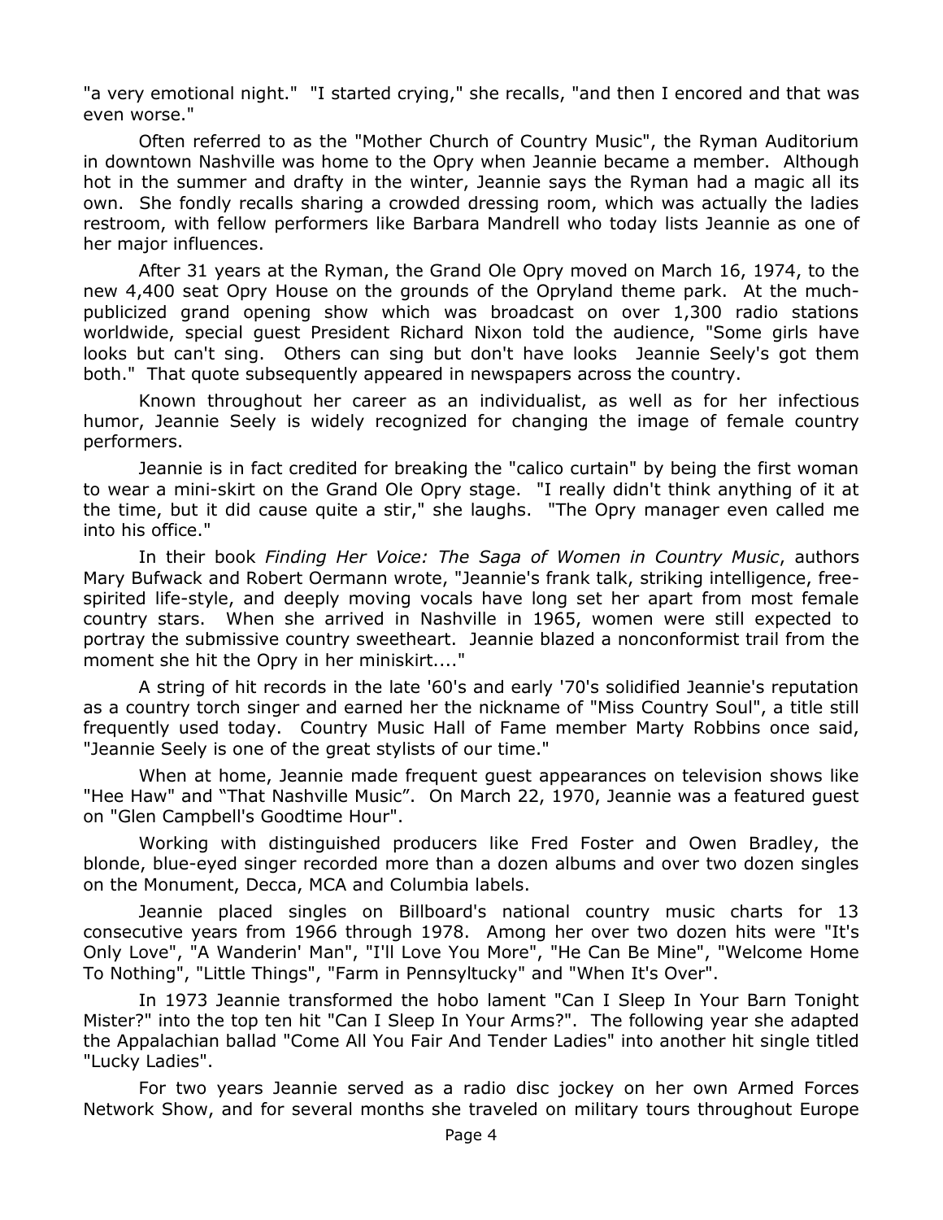"a very emotional night." "I started crying," she recalls, "and then I encored and that was even worse."

Often referred to as the "Mother Church of Country Music", the Ryman Auditorium in downtown Nashville was home to the Opry when Jeannie became a member. Although hot in the summer and drafty in the winter, Jeannie says the Ryman had a magic all its own. She fondly recalls sharing a crowded dressing room, which was actually the ladies restroom, with fellow performers like Barbara Mandrell who today lists Jeannie as one of her major influences.

After 31 years at the Ryman, the Grand Ole Opry moved on March 16, 1974, to the new 4,400 seat Opry House on the grounds of the Opryland theme park. At the much-publicized grand opening show which was broadcast on over 1,300 radio stations worldwide, special guest President Richard Nixon told the audience, "Some girls have looks but can't sing. Others can sing but don't have looks Jeannie Seely's got them both." That quote subsequently appeared in newspapers across the country.

Known throughout her career as an individualist, as well as for her infectious humor, Jeannie Seely is widely recognized for changing the image of female country performers.

Jeannie is in fact credited for breaking the "calico curtain" by being the first woman to wear a mini-skirt on the Grand Ole Opry stage. "I really didn't think anything of it at the time, but it did cause quite a stir," she laughs. "The Opry manager even called me into his office."

In their book *Finding Her Voice: The Saga of Women in Country Music*, authors Mary Bufwack and Robert Oermann wrote, "Jeannie's frank talk, striking intelligence, free-spirited life-style, and deeply moving vocals have long set her apart from most female country stars. When she arrived in Nashville in 1965, women were still expected to portray the submissive country sweetheart. Jeannie blazed a nonconformist trail from the moment she hit the Opry in her miniskirt...."

A string of hit records in the late '60's and early '70's solidified Jeannie's reputation as a country torch singer and earned her the nickname of "Miss Country Soul", a title still frequently used today. Country Music Hall of Fame member Marty Robbins once said, "Jeannie Seely is one of the great stylists of our time."

When at home, Jeannie made frequent guest appearances on television shows like "Hee Haw" and "That Nashville Music". On March 22, 1970, Jeannie was a featured guest on "Glen Campbell's Goodtime Hour".

Working with distinguished producers like Fred Foster and Owen Bradley, the blonde, blue-eyed singer recorded more than a dozen albums and over two dozen singles on the Monument, Decca, MCA and Columbia labels.

Jeannie placed singles on Billboard's national country music charts for 13 consecutive years from 1966 through 1978. Among her over two dozen hits were "It's Only Love", "A Wanderin' Man", "I'll Love You More", "He Can Be Mine", "Welcome Home To Nothing", "Little Things", "Farm in Pennsyltucky" and "When It's Over".

In 1973 Jeannie transformed the hobo lament "Can I Sleep In Your Barn Tonight Mister?" into the top ten hit "Can I Sleep In Your Arms?". The following year she adapted the Appalachian ballad "Come All You Fair And Tender Ladies" into another hit single titled "Lucky Ladies".

For two years Jeannie served as a radio disc jockey on her own Armed Forces Network Show, and for several months she traveled on military tours throughout Europe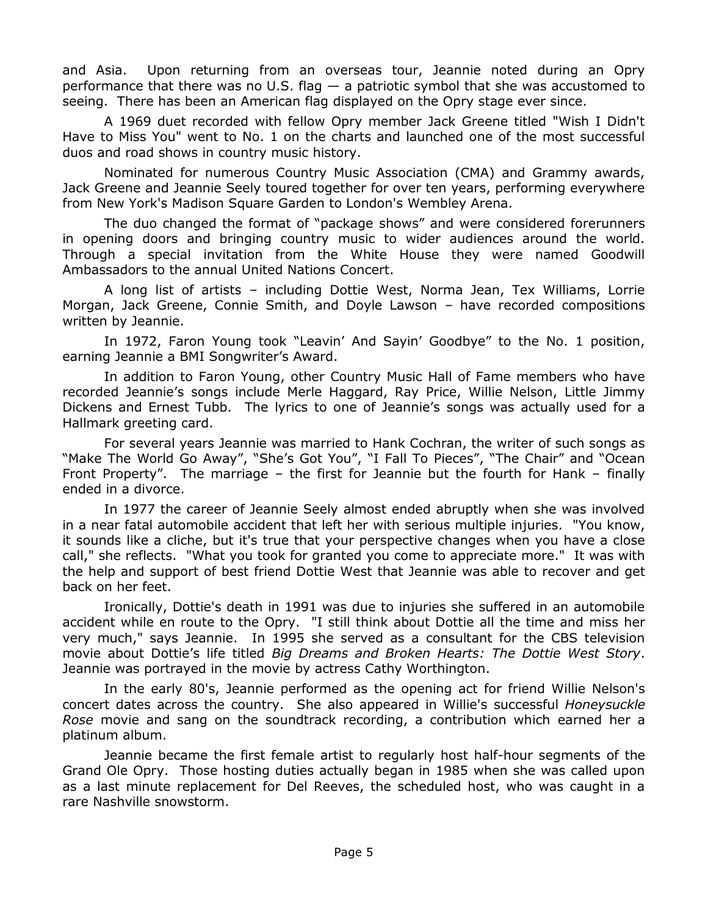and Asia. Upon returning from an overseas tour, Jeannie noted during an Opry performance that there was no U.S. flag — a patriotic symbol that she was accustomed to seeing. There has been an American flag displayed on the Opry stage ever since.

A 1969 duet recorded with fellow Opry member Jack Greene titled "Wish I Didn't Have to Miss You" went to No. 1 on the charts and launched one of the most successful duos and road shows in country music history.

Nominated for numerous Country Music Association (CMA) and Grammy awards, Jack Greene and Jeannie Seely toured together for over ten years, performing everywhere from New York's Madison Square Garden to London's Wembley Arena.

The duo changed the format of "package shows" and were considered forerunners in opening doors and bringing country music to wider audiences around the world. Through a special invitation from the White House they were named Goodwill Ambassadors to the annual United Nations Concert.

A long list of artists – including Dottie West, Norma Jean, Tex Williams, Lorrie Morgan, Jack Greene, Connie Smith, and Doyle Lawson – have recorded compositions written by Jeannie.

In 1972, Faron Young took "Leavin' And Sayin' Goodbye" to the No. 1 position, earning Jeannie a BMI Songwriter's Award.

In addition to Faron Young, other Country Music Hall of Fame members who have recorded Jeannie's songs include Merle Haggard, Ray Price, Willie Nelson, Little Jimmy Dickens and Ernest Tubb. The lyrics to one of Jeannie's songs was actually used for a Hallmark greeting card.

For several years Jeannie was married to Hank Cochran, the writer of such songs as "Make The World Go Away", "She's Got You", "I Fall To Pieces", "The Chair" and "Ocean Front Property". The marriage – the first for Jeannie but the fourth for Hank – finally ended in a divorce.

In 1977 the career of Jeannie Seely almost ended abruptly when she was involved in a near fatal automobile accident that left her with serious multiple injuries. "You know, it sounds like a cliche, but it's true that your perspective changes when you have a close call," she reflects. "What you took for granted you come to appreciate more." It was with the help and support of best friend Dottie West that Jeannie was able to recover and get back on her feet.

Ironically, Dottie's death in 1991 was due to injuries she suffered in an automobile accident while en route to the Opry. "I still think about Dottie all the time and miss her very much," says Jeannie. In 1995 she served as a consultant for the CBS television movie about Dottie's life titled *Big Dreams and Broken Hearts: The Dottie West Story*. Jeannie was portrayed in the movie by actress Cathy Worthington.

In the early 80's, Jeannie performed as the opening act for friend Willie Nelson's concert dates across the country. She also appeared in Willie's successful *Honeysuckle Rose* movie and sang on the soundtrack recording, a contribution which earned her a platinum album.

Jeannie became the first female artist to regularly host half-hour segments of the Grand Ole Opry. Those hosting duties actually began in 1985 when she was called upon as a last minute replacement for Del Reeves, the scheduled host, who was caught in a rare Nashville snowstorm.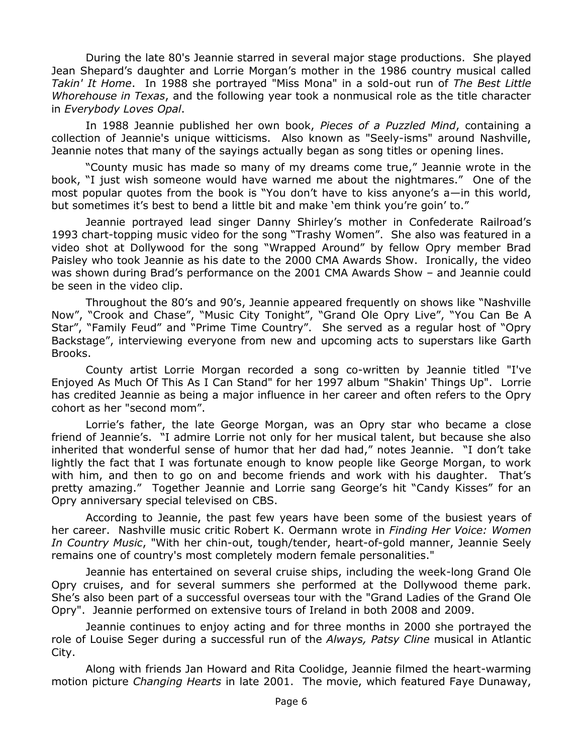During the late 80's Jeannie starred in several major stage productions. She played Jean Shepard's daughter and Lorrie Morgan's mother in the 1986 country musical called *Takin' It Home*. In 1988 she portrayed "Miss Mona" in a sold-out run of *The Best Little Whorehouse in Texas*, and the following year took a nonmusical role as the title character in *Everybody Loves Opal*.

In 1988 Jeannie published her own book, *Pieces of a Puzzled Mind*, containing a collection of Jeannie's unique witticisms. Also known as "Seely-isms" around Nashville, Jeannie notes that many of the sayings actually began as song titles or opening lines.

"County music has made so many of my dreams come true," Jeannie wrote in the book, "I just wish someone would have warned me about the nightmares." One of the most popular quotes from the book is "You don't have to kiss anyone's a—in this world, but sometimes it's best to bend a little bit and make 'em think you're goin' to."

Jeannie portrayed lead singer Danny Shirley's mother in Confederate Railroad's 1993 chart-topping music video for the song "Trashy Women". She also was featured in a video shot at Dollywood for the song "Wrapped Around" by fellow Opry member Brad Paisley who took Jeannie as his date to the 2000 CMA Awards Show. Ironically, the video was shown during Brad's performance on the 2001 CMA Awards Show – and Jeannie could be seen in the video clip.

Throughout the 80's and 90's, Jeannie appeared frequently on shows like "Nashville Now", "Crook and Chase", "Music City Tonight", "Grand Ole Opry Live", "You Can Be A Star", "Family Feud" and "Prime Time Country". She served as a regular host of "Opry Backstage", interviewing everyone from new and upcoming acts to superstars like Garth Brooks.

County artist Lorrie Morgan recorded a song co-written by Jeannie titled "I've Enjoyed As Much Of This As I Can Stand" for her 1997 album "Shakin' Things Up". Lorrie has credited Jeannie as being a major influence in her career and often refers to the Opry cohort as her "second mom".

Lorrie's father, the late George Morgan, was an Opry star who became a close friend of Jeannie's. "I admire Lorrie not only for her musical talent, but because she also inherited that wonderful sense of humor that her dad had," notes Jeannie. "I don't take lightly the fact that I was fortunate enough to know people like George Morgan, to work with him, and then to go on and become friends and work with his daughter. That's pretty amazing." Together Jeannie and Lorrie sang George's hit "Candy Kisses" for an Opry anniversary special televised on CBS.

According to Jeannie, the past few years have been some of the busiest years of her career. Nashville music critic Robert K. Oermann wrote in *Finding Her Voice: Women In Country Music*, "With her chin-out, tough/tender, heart-of-gold manner, Jeannie Seely remains one of country's most completely modern female personalities."

Jeannie has entertained on several cruise ships, including the week-long Grand Ole Opry cruises, and for several summers she performed at the Dollywood theme park. She's also been part of a successful overseas tour with the "Grand Ladies of the Grand Ole Opry". Jeannie performed on extensive tours of Ireland in both 2008 and 2009.

Jeannie continues to enjoy acting and for three months in 2000 she portrayed the role of Louise Seger during a successful run of the *Always, Patsy Cline* musical in Atlantic City.

Along with friends Jan Howard and Rita Coolidge, Jeannie filmed the heart-warming motion picture *Changing Hearts* in late 2001. The movie, which featured Faye Dunaway,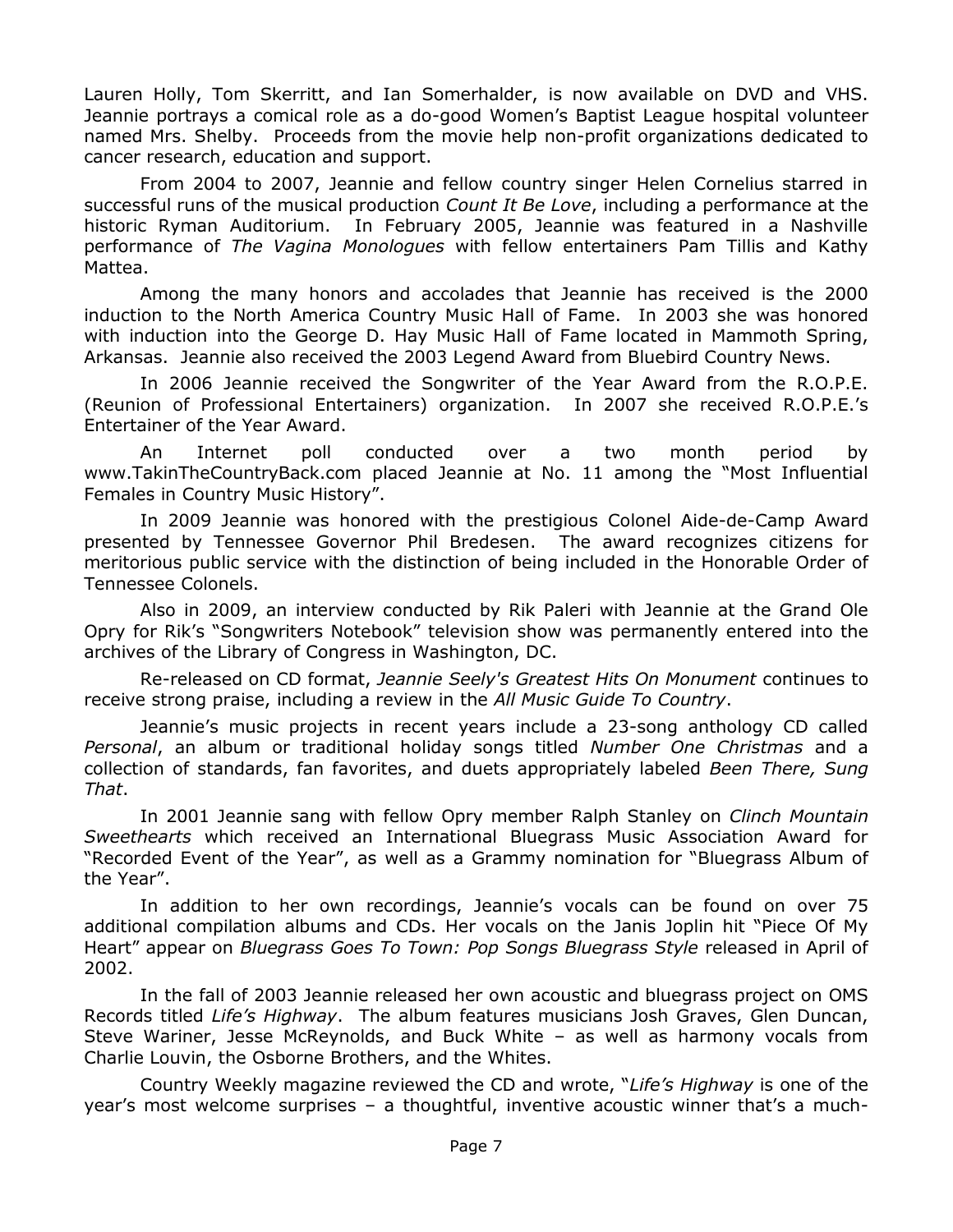Lauren Holly, Tom Skerritt, and Ian Somerhalder, is now available on DVD and VHS. Jeannie portrays a comical role as a do-good Women's Baptist League hospital volunteer named Mrs. Shelby. Proceeds from the movie help non-profit organizations dedicated to cancer research, education and support.

From 2004 to 2007, Jeannie and fellow country singer Helen Cornelius starred in successful runs of the musical production *Count It Be Love*, including a performance at the historic Ryman Auditorium. In February 2005, Jeannie was featured in a Nashville performance of *The Vagina Monologues* with fellow entertainers Pam Tillis and Kathy Mattea.

Among the many honors and accolades that Jeannie has received is the 2000 induction to the North America Country Music Hall of Fame. In 2003 she was honored with induction into the George D. Hay Music Hall of Fame located in Mammoth Spring, Arkansas. Jeannie also received the 2003 Legend Award from Bluebird Country News.

In 2006 Jeannie received the Songwriter of the Year Award from the R.O.P.E. (Reunion of Professional Entertainers) organization. In 2007 she received R.O.P.E.'s Entertainer of the Year Award.

An Internet poll conducted over a two month period by www.TakinTheCountryBack.com placed Jeannie at No. 11 among the "Most Influential Females in Country Music History".

In 2009 Jeannie was honored with the prestigious Colonel Aide-de-Camp Award presented by Tennessee Governor Phil Bredesen. The award recognizes citizens for meritorious public service with the distinction of being included in the Honorable Order of Tennessee Colonels.

Also in 2009, an interview conducted by Rik Paleri with Jeannie at the Grand Ole Opry for Rik's "Songwriters Notebook" television show was permanently entered into the archives of the Library of Congress in Washington, DC.

Re-released on CD format, *Jeannie Seely's Greatest Hits On Monument* continues to receive strong praise, including a review in the *All Music Guide To Country*.

Jeannie's music projects in recent years include a 23-song anthology CD called *Personal*, an album or traditional holiday songs titled *Number One Christmas* and a collection of standards, fan favorites, and duets appropriately labeled *Been There, Sung That*.

In 2001 Jeannie sang with fellow Opry member Ralph Stanley on *Clinch Mountain Sweethearts* which received an International Bluegrass Music Association Award for "Recorded Event of the Year", as well as a Grammy nomination for "Bluegrass Album of the Year".

In addition to her own recordings, Jeannie's vocals can be found on over 75 additional compilation albums and CDs. Her vocals on the Janis Joplin hit "Piece Of My Heart" appear on *Bluegrass Goes To Town: Pop Songs Bluegrass Style* released in April of 2002.

In the fall of 2003 Jeannie released her own acoustic and bluegrass project on OMS Records titled *Life's Highway*. The album features musicians Josh Graves, Glen Duncan, Steve Wariner, Jesse McReynolds, and Buck White – as well as harmony vocals from Charlie Louvin, the Osborne Brothers, and the Whites.

Country Weekly magazine reviewed the CD and wrote, "*Life's Highway* is one of the year's most welcome surprises – a thoughtful, inventive acoustic winner that's a much-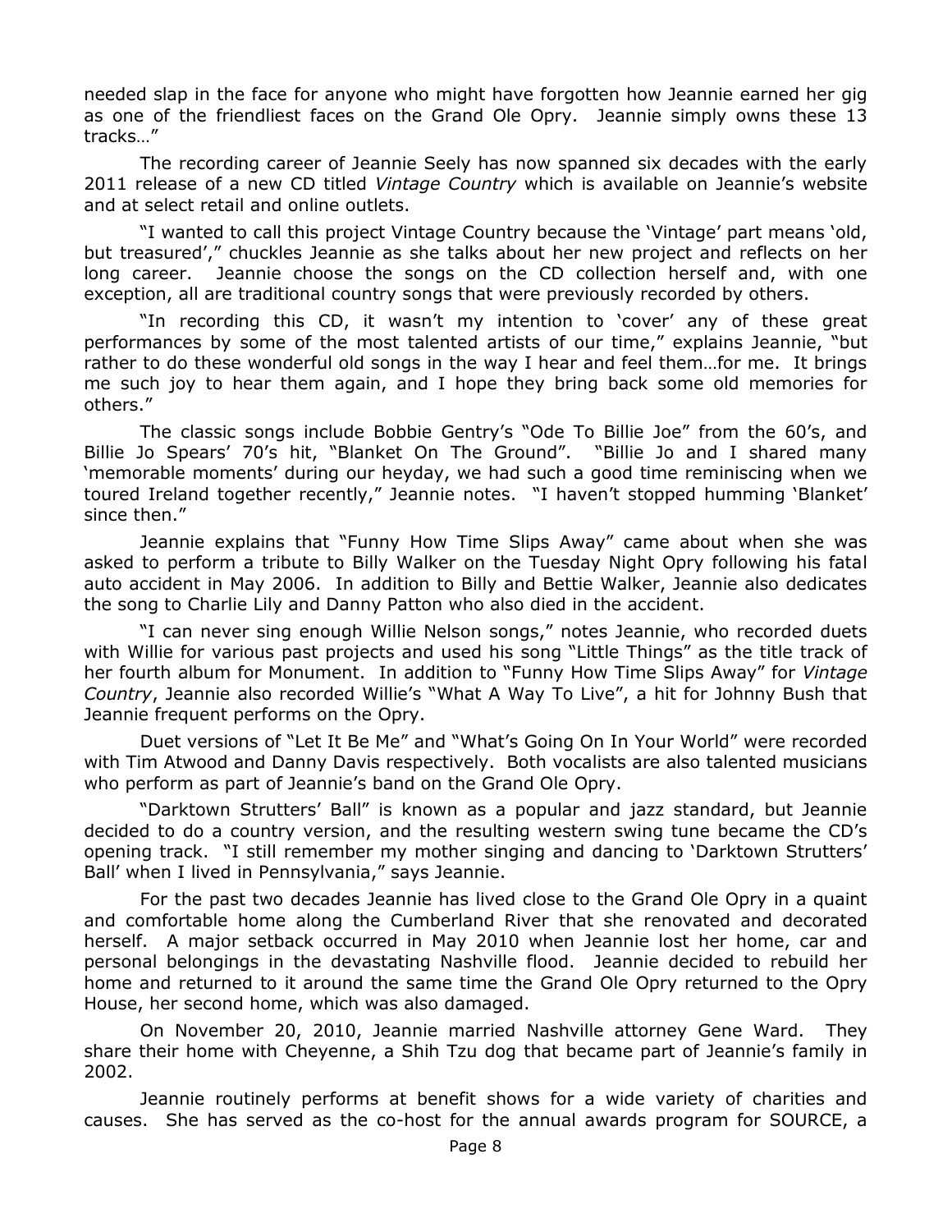needed slap in the face for anyone who might have forgotten how Jeannie earned her gig as one of the friendliest faces on the Grand Ole Opry. Jeannie simply owns these 13 tracks…"

The recording career of Jeannie Seely has now spanned six decades with the early 2011 release of a new CD titled *Vintage Country* which is available on Jeannie's website and at select retail and online outlets.

"I wanted to call this project Vintage Country because the 'Vintage' part means 'old, but treasured'," chuckles Jeannie as she talks about her new project and reflects on her long career. Jeannie choose the songs on the CD collection herself and, with one exception, all are traditional country songs that were previously recorded by others.

"In recording this CD, it wasn't my intention to 'cover' any of these great performances by some of the most talented artists of our time," explains Jeannie, "but rather to do these wonderful old songs in the way I hear and feel them…for me. It brings me such joy to hear them again, and I hope they bring back some old memories for others."

The classic songs include Bobbie Gentry's "Ode To Billie Joe" from the 60's, and Billie Jo Spears' 70's hit, "Blanket On The Ground". "Billie Jo and I shared many 'memorable moments' during our heyday, we had such a good time reminiscing when we toured Ireland together recently," Jeannie notes. "I haven't stopped humming 'Blanket' since then."

Jeannie explains that "Funny How Time Slips Away" came about when she was asked to perform a tribute to Billy Walker on the Tuesday Night Opry following his fatal auto accident in May 2006. In addition to Billy and Bettie Walker, Jeannie also dedicates the song to Charlie Lily and Danny Patton who also died in the accident.

"I can never sing enough Willie Nelson songs," notes Jeannie, who recorded duets with Willie for various past projects and used his song "Little Things" as the title track of her fourth album for Monument. In addition to "Funny How Time Slips Away" for *Vintage Country*, Jeannie also recorded Willie's "What A Way To Live", a hit for Johnny Bush that Jeannie frequent performs on the Opry.

Duet versions of "Let It Be Me" and "What's Going On In Your World" were recorded with Tim Atwood and Danny Davis respectively. Both vocalists are also talented musicians who perform as part of Jeannie's band on the Grand Ole Opry.

"Darktown Strutters' Ball" is known as a popular and jazz standard, but Jeannie decided to do a country version, and the resulting western swing tune became the CD's opening track. "I still remember my mother singing and dancing to 'Darktown Strutters' Ball' when I lived in Pennsylvania," says Jeannie.

For the past two decades Jeannie has lived close to the Grand Ole Opry in a quaint and comfortable home along the Cumberland River that she renovated and decorated herself. A major setback occurred in May 2010 when Jeannie lost her home, car and personal belongings in the devastating Nashville flood. Jeannie decided to rebuild her home and returned to it around the same time the Grand Ole Opry returned to the Opry House, her second home, which was also damaged.

On November 20, 2010, Jeannie married Nashville attorney Gene Ward. They share their home with Cheyenne, a Shih Tzu dog that became part of Jeannie's family in 2002.

Jeannie routinely performs at benefit shows for a wide variety of charities and causes. She has served as the co-host for the annual awards program for SOURCE, a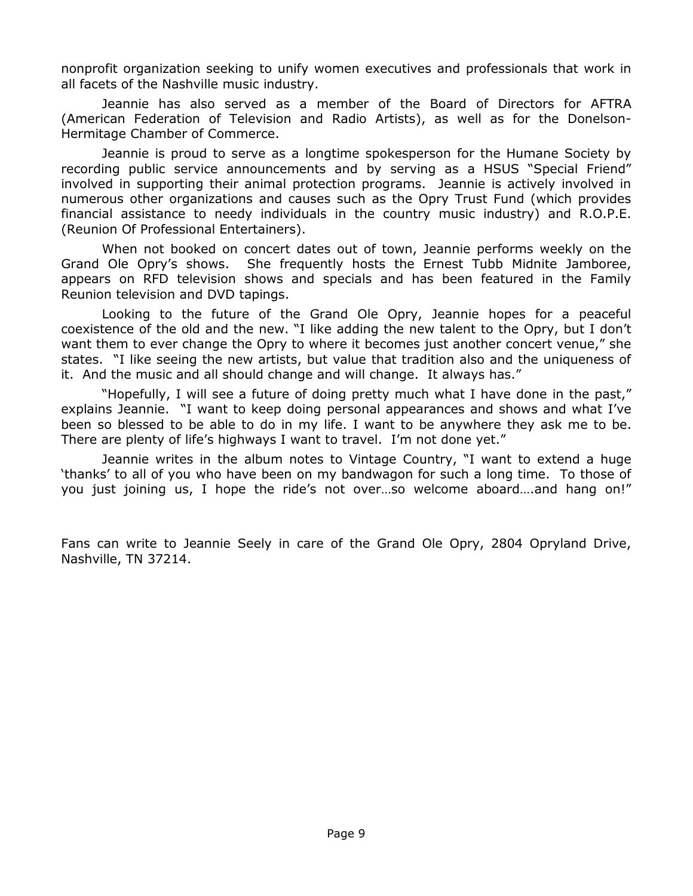nonprofit organization seeking to unify women executives and professionals that work in all facets of the Nashville music industry.

Jeannie has also served as a member of the Board of Directors for AFTRA (American Federation of Television and Radio Artists), as well as for the Donelson-Hermitage Chamber of Commerce.

Jeannie is proud to serve as a longtime spokesperson for the Humane Society by recording public service announcements and by serving as a HSUS "Special Friend" involved in supporting their animal protection programs. Jeannie is actively involved in numerous other organizations and causes such as the Opry Trust Fund (which provides financial assistance to needy individuals in the country music industry) and R.O.P.E. (Reunion Of Professional Entertainers).

When not booked on concert dates out of town, Jeannie performs weekly on the Grand Ole Opry's shows. She frequently hosts the Ernest Tubb Midnite Jamboree, appears on RFD television shows and specials and has been featured in the Family Reunion television and DVD tapings.

Looking to the future of the Grand Ole Opry, Jeannie hopes for a peaceful coexistence of the old and the new. "I like adding the new talent to the Opry, but I don't want them to ever change the Opry to where it becomes just another concert venue," she states. "I like seeing the new artists, but value that tradition also and the uniqueness of it. And the music and all should change and will change. It always has."

"Hopefully, I will see a future of doing pretty much what I have done in the past," explains Jeannie. "I want to keep doing personal appearances and shows and what I've been so blessed to be able to do in my life. I want to be anywhere they ask me to be. There are plenty of life's highways I want to travel. I'm not done yet."

Jeannie writes in the album notes to Vintage Country, "I want to extend a huge 'thanks' to all of you who have been on my bandwagon for such a long time. To those of you just joining us, I hope the ride's not over…so welcome aboard….and hang on!"

Fans can write to Jeannie Seely in care of the Grand Ole Opry, 2804 Opryland Drive, Nashville, TN 37214.